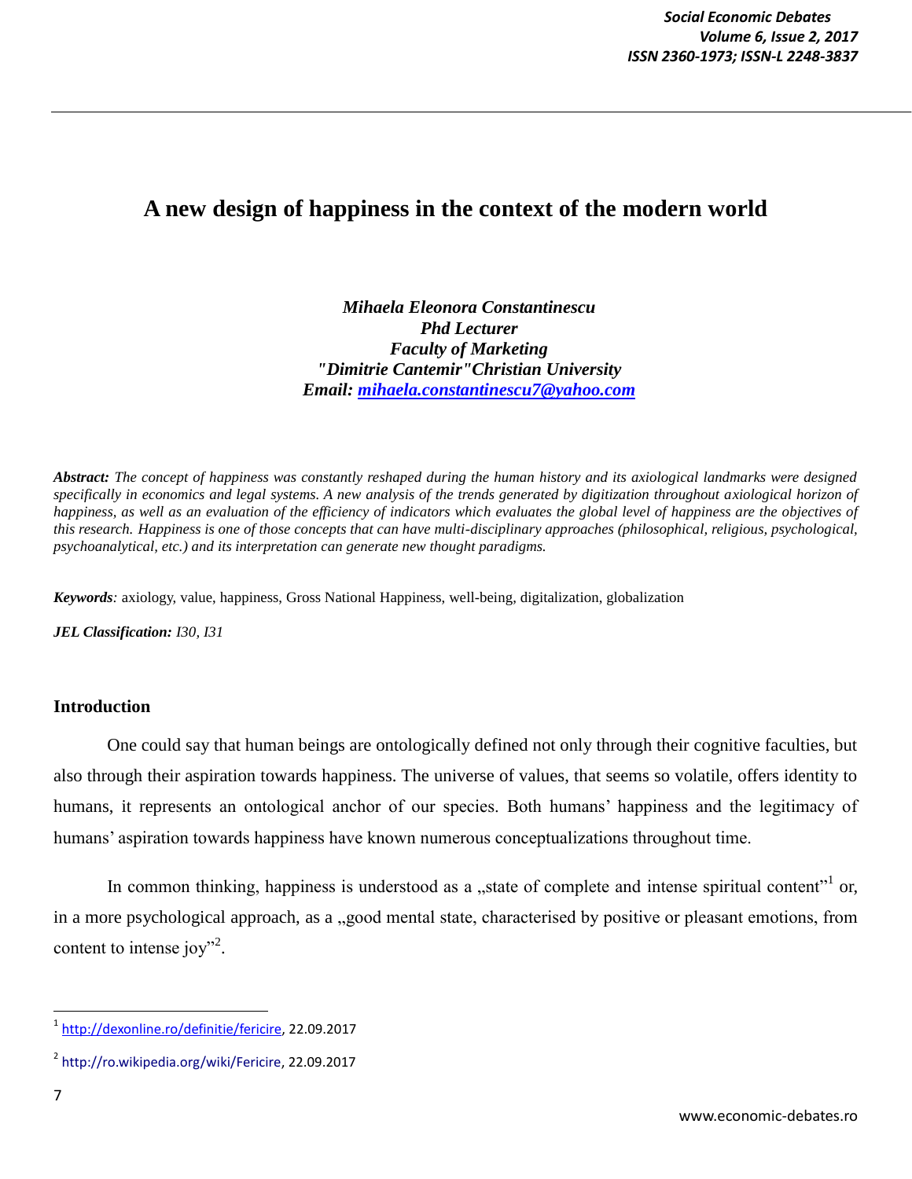# A new design of happiness in the context of the modern world

*Mihaela Eleonora Constantinescu*
*Phd Lecturer*
*Faculty of Marketing*
*"Dimitrie Cantemir"Christian University*
*Email: mihaela.constantinescu7@yahoo.com*

***Abstract:*** *The concept of happiness was constantly reshaped during the human history and its axiological landmarks were designed specifically in economics and legal systems. A new analysis of the trends generated by digitization throughout axiological horizon of happiness, as well as an evaluation of the efficiency of indicators which evaluates the global level of happiness are the objectives of this research. Happiness is one of those concepts that can have multi-disciplinary approaches (philosophical, religious, psychological, psychoanalytical, etc.) and its interpretation can generate new thought paradigms.*

***Keywords**:* axiology, value, happiness, Gross National Happiness, well-being, digitalization, globalization

***JEL Classification:*** *I30, I31*

## Introduction

One could say that human beings are ontologically defined not only through their cognitive faculties, but also through their aspiration towards happiness. The universe of values, that seems so volatile, offers identity to humans, it represents an ontological anchor of our species. Both humans' happiness and the legitimacy of humans' aspiration towards happiness have known numerous conceptualizations throughout time.

In common thinking, happiness is understood as a „state of complete and intense spiritual content"[1] or, in a more psychological approach, as a „good mental state, characterised by positive or pleasant emotions, from content to intense joy"[2].

---

[1] http://dexonline.ro/definitie/fericire, 22.09.2017

[2] http://ro.wikipedia.org/wiki/Fericire, 22.09.2017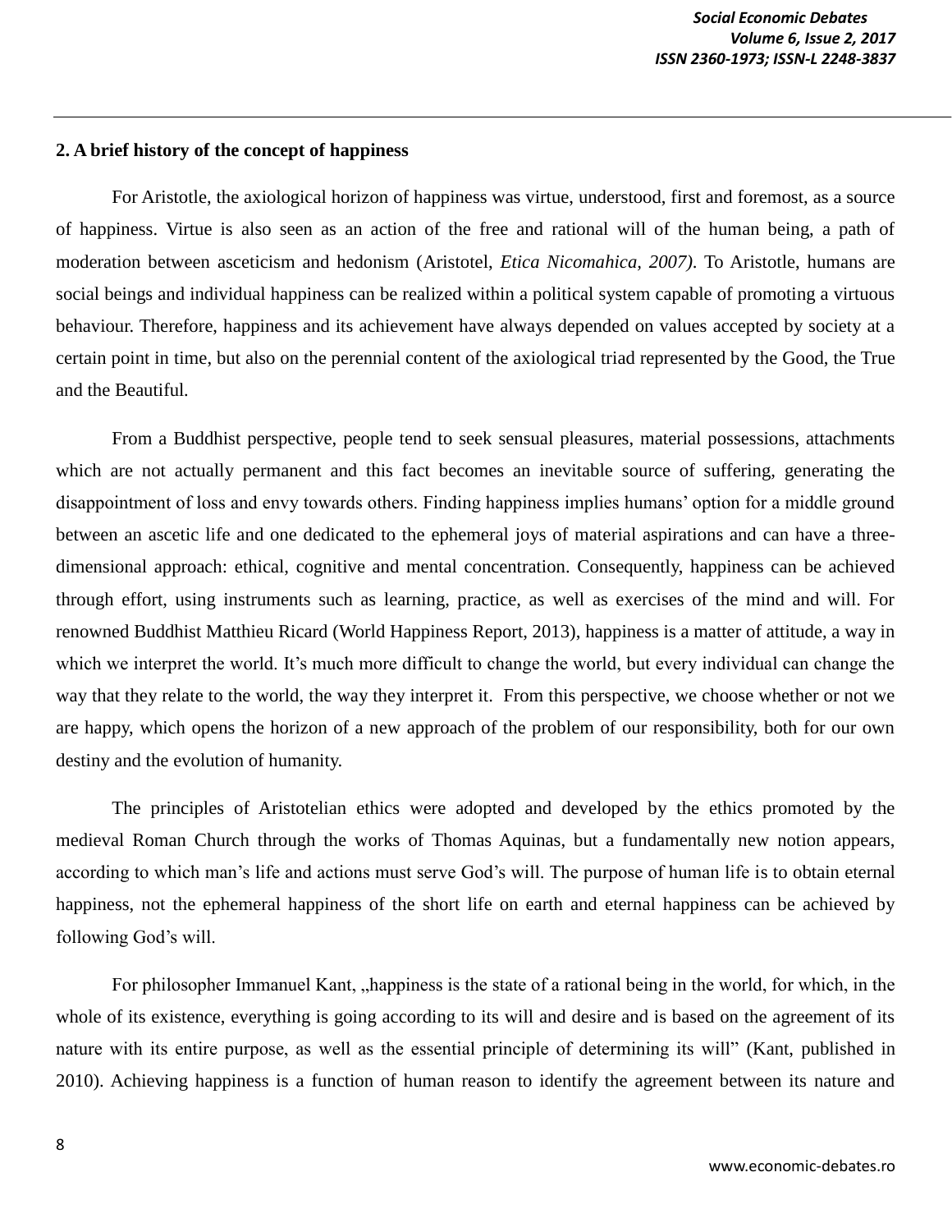## 2. A brief history of the concept of happiness

For Aristotle, the axiological horizon of happiness was virtue, understood, first and foremost, as a source of happiness. Virtue is also seen as an action of the free and rational will of the human being, a path of moderation between asceticism and hedonism (Aristotel, *Etica Nicomahica, 2007)*. To Aristotle, humans are social beings and individual happiness can be realized within a political system capable of promoting a virtuous behaviour. Therefore, happiness and its achievement have always depended on values accepted by society at a certain point in time, but also on the perennial content of the axiological triad represented by the Good, the True and the Beautiful.

From a Buddhist perspective, people tend to seek sensual pleasures, material possessions, attachments which are not actually permanent and this fact becomes an inevitable source of suffering, generating the disappointment of loss and envy towards others. Finding happiness implies humans' option for a middle ground between an ascetic life and one dedicated to the ephemeral joys of material aspirations and can have a three-dimensional approach: ethical, cognitive and mental concentration. Consequently, happiness can be achieved through effort, using instruments such as learning, practice, as well as exercises of the mind and will. For renowned Buddhist Matthieu Ricard (World Happiness Report, 2013), happiness is a matter of attitude, a way in which we interpret the world. It's much more difficult to change the world, but every individual can change the way that they relate to the world, the way they interpret it. From this perspective, we choose whether or not we are happy, which opens the horizon of a new approach of the problem of our responsibility, both for our own destiny and the evolution of humanity.

The principles of Aristotelian ethics were adopted and developed by the ethics promoted by the medieval Roman Church through the works of Thomas Aquinas, but a fundamentally new notion appears, according to which man's life and actions must serve God's will. The purpose of human life is to obtain eternal happiness, not the ephemeral happiness of the short life on earth and eternal happiness can be achieved by following God's will.

For philosopher Immanuel Kant, „happiness is the state of a rational being in the world, for which, in the whole of its existence, everything is going according to its will and desire and is based on the agreement of its nature with its entire purpose, as well as the essential principle of determining its will" (Kant, published in 2010). Achieving happiness is a function of human reason to identify the agreement between its nature and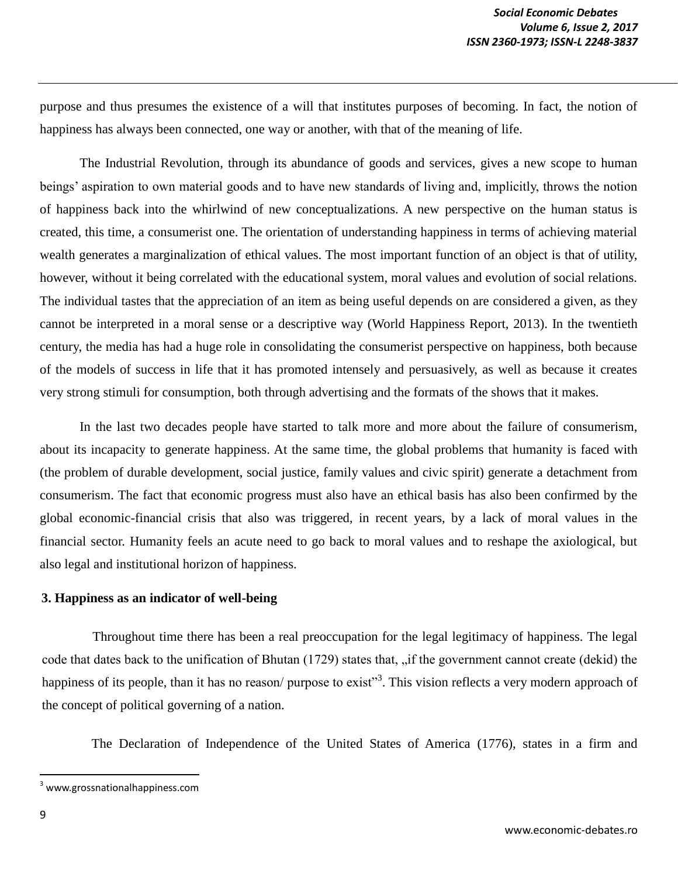purpose and thus presumes the existence of a will that institutes purposes of becoming. In fact, the notion of happiness has always been connected, one way or another, with that of the meaning of life.

The Industrial Revolution, through its abundance of goods and services, gives a new scope to human beings' aspiration to own material goods and to have new standards of living and, implicitly, throws the notion of happiness back into the whirlwind of new conceptualizations. A new perspective on the human status is created, this time, a consumerist one. The orientation of understanding happiness in terms of achieving material wealth generates a marginalization of ethical values. The most important function of an object is that of utility, however, without it being correlated with the educational system, moral values and evolution of social relations. The individual tastes that the appreciation of an item as being useful depends on are considered a given, as they cannot be interpreted in a moral sense or a descriptive way (World Happiness Report, 2013). In the twentieth century, the media has had a huge role in consolidating the consumerist perspective on happiness, both because of the models of success in life that it has promoted intensely and persuasively, as well as because it creates very strong stimuli for consumption, both through advertising and the formats of the shows that it makes.

In the last two decades people have started to talk more and more about the failure of consumerism, about its incapacity to generate happiness. At the same time, the global problems that humanity is faced with (the problem of durable development, social justice, family values and civic spirit) generate a detachment from consumerism. The fact that economic progress must also have an ethical basis has also been confirmed by the global economic-financial crisis that also was triggered, in recent years, by a lack of moral values in the financial sector. Humanity feels an acute need to go back to moral values and to reshape the axiological, but also legal and institutional horizon of happiness.

## 3. Happiness as an indicator of well-being

Throughout time there has been a real preoccupation for the legal legitimacy of happiness. The legal code that dates back to the unification of Bhutan (1729) states that, „if the government cannot create (dekid) the happiness of its people, than it has no reason/ purpose to exist"[3]. This vision reflects a very modern approach of the concept of political governing of a nation.

The Declaration of Independence of the United States of America (1776), states in a firm and

[3] www.grossnationalhappiness.com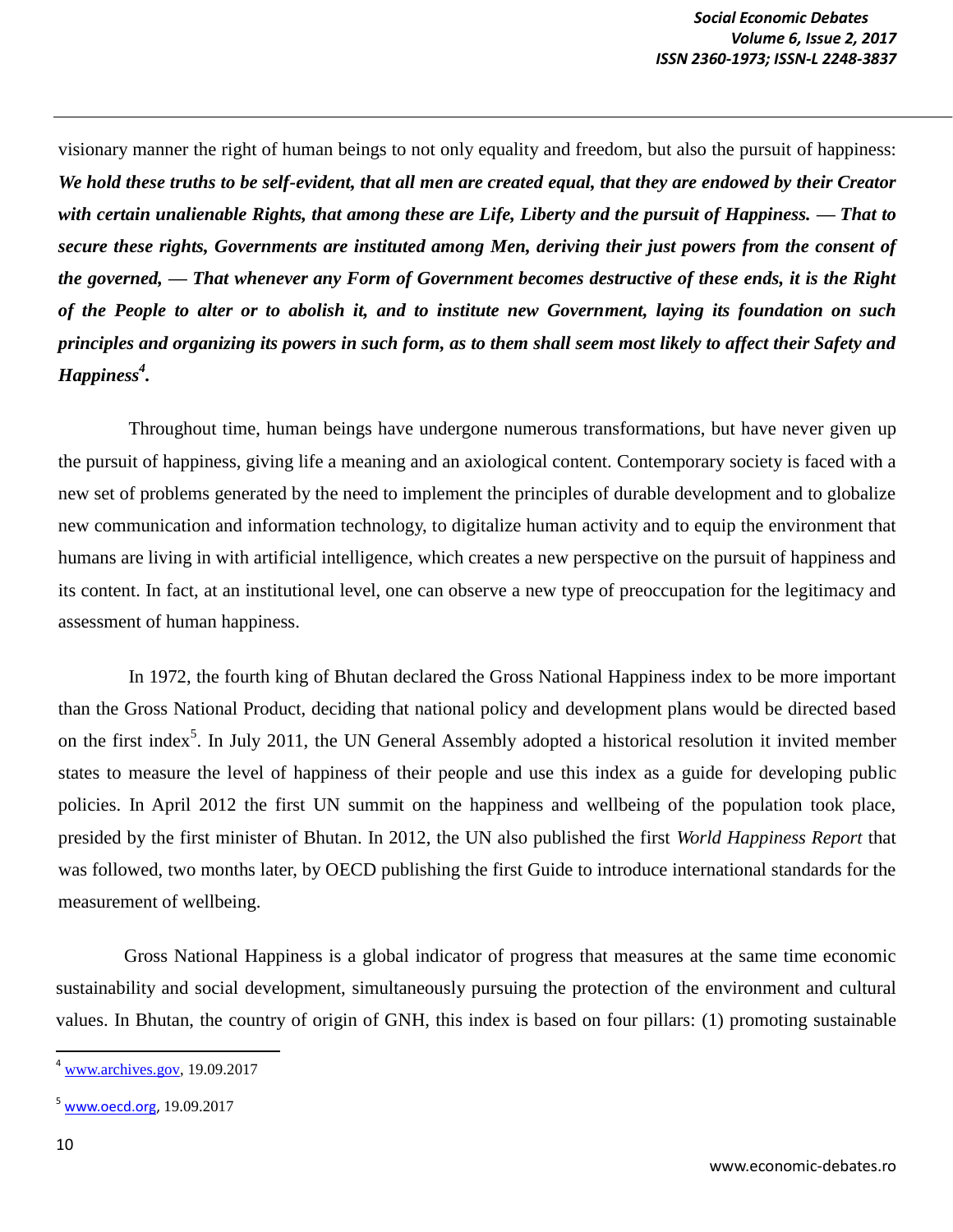visionary manner the right of human beings to not only equality and freedom, but also the pursuit of happiness: ***We hold these truths to be self-evident, that all men are created equal, that they are endowed by their Creator with certain unalienable Rights, that among these are Life, Liberty and the pursuit of Happiness. — That to secure these rights, Governments are instituted among Men, deriving their just powers from the consent of the governed, — That whenever any Form of Government becomes destructive of these ends, it is the Right of the People to alter or to abolish it, and to institute new Government, laying its foundation on such principles and organizing its powers in such form, as to them shall seem most likely to affect their Safety and Happiness[4].***

Throughout time, human beings have undergone numerous transformations, but have never given up the pursuit of happiness, giving life a meaning and an axiological content. Contemporary society is faced with a new set of problems generated by the need to implement the principles of durable development and to globalize new communication and information technology, to digitalize human activity and to equip the environment that humans are living in with artificial intelligence, which creates a new perspective on the pursuit of happiness and its content. In fact, at an institutional level, one can observe a new type of preoccupation for the legitimacy and assessment of human happiness.

In 1972, the fourth king of Bhutan declared the Gross National Happiness index to be more important than the Gross National Product, deciding that national policy and development plans would be directed based on the first index[5]. In July 2011, the UN General Assembly adopted a historical resolution it invited member states to measure the level of happiness of their people and use this index as a guide for developing public policies. In April 2012 the first UN summit on the happiness and wellbeing of the population took place, presided by the first minister of Bhutan. In 2012, the UN also published the first *World Happiness Report* that was followed, two months later, by OECD publishing the first Guide to introduce international standards for the measurement of wellbeing.

Gross National Happiness is a global indicator of progress that measures at the same time economic sustainability and social development, simultaneously pursuing the protection of the environment and cultural values. In Bhutan, the country of origin of GNH, this index is based on four pillars: (1) promoting sustainable

---

[4] www.archives.gov, 19.09.2017

[5] www.oecd.org, 19.09.2017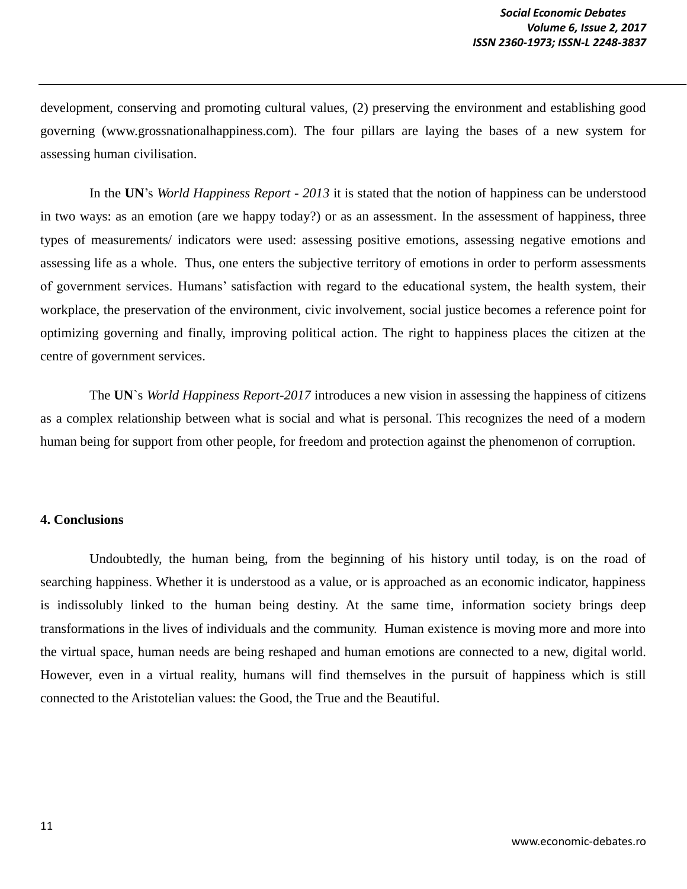development, conserving and promoting cultural values, (2) preserving the environment and establishing good governing (www.grossnationalhappiness.com). The four pillars are laying the bases of a new system for assessing human civilisation.

In the **UN**'s *World Happiness Report - 2013* it is stated that the notion of happiness can be understood in two ways: as an emotion (are we happy today?) or as an assessment. In the assessment of happiness, three types of measurements/ indicators were used: assessing positive emotions, assessing negative emotions and assessing life as a whole. Thus, one enters the subjective territory of emotions in order to perform assessments of government services. Humans' satisfaction with regard to the educational system, the health system, their workplace, the preservation of the environment, civic involvement, social justice becomes a reference point for optimizing governing and finally, improving political action. The right to happiness places the citizen at the centre of government services.

The **UN**`s *World Happiness Report-2017* introduces a new vision in assessing the happiness of citizens as a complex relationship between what is social and what is personal. This recognizes the need of a modern human being for support from other people, for freedom and protection against the phenomenon of corruption.

## 4. Conclusions

Undoubtedly, the human being, from the beginning of his history until today, is on the road of searching happiness. Whether it is understood as a value, or is approached as an economic indicator, happiness is indissolubly linked to the human being destiny. At the same time, information society brings deep transformations in the lives of individuals and the community. Human existence is moving more and more into the virtual space, human needs are being reshaped and human emotions are connected to a new, digital world. However, even in a virtual reality, humans will find themselves in the pursuit of happiness which is still connected to the Aristotelian values: the Good, the True and the Beautiful.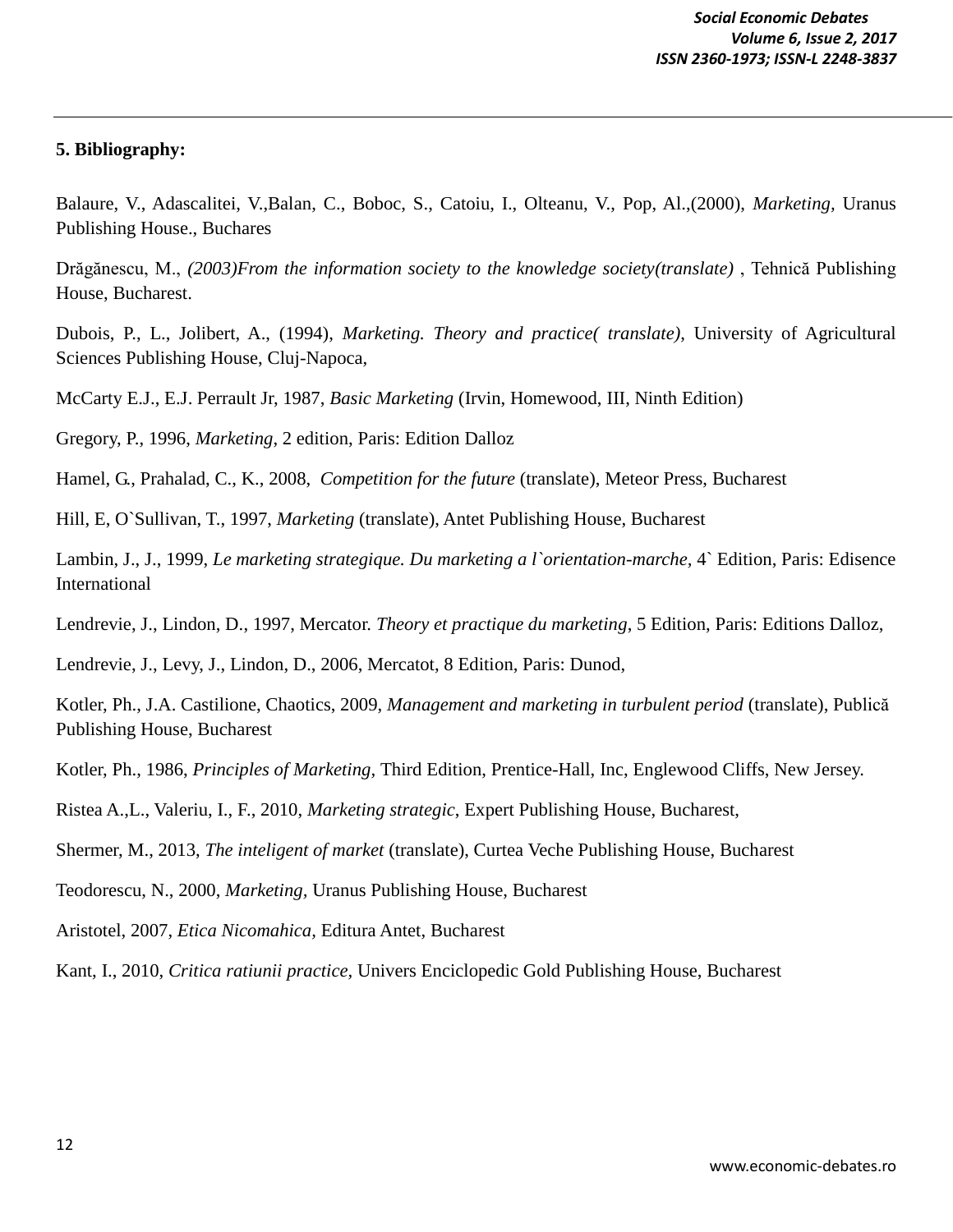**5. Bibliography:**

Balaure, V., Adascalitei, V.,Balan, C., Boboc, S., Catoiu, I., Olteanu, V., Pop, Al.,(2000), *Marketing*, Uranus Publishing House., Buchares

Drăgănescu, M., *(2003)From the information society to the knowledge society(translate)* , Tehnică Publishing House, Bucharest.

Dubois, P., L., Jolibert, A., (1994), *Marketing. Theory and practice( translate)*, University of Agricultural Sciences Publishing House, Cluj-Napoca,

McCarty E.J., E.J. Perrault Jr, 1987, *Basic Marketing* (Irvin, Homewood, III, Ninth Edition)

Gregory, P., 1996, *Marketing*, 2 edition, Paris: Edition Dalloz

Hamel, G., Prahalad, C., K., 2008, *Competition for the future* (translate), Meteor Press, Bucharest

Hill, E, O`Sullivan, T., 1997, *Marketing* (translate), Antet Publishing House, Bucharest

Lambin, J., J., 1999, *Le marketing strategique. Du marketing a l`orientation-marche*, 4` Edition, Paris: Edisence International

Lendrevie, J., Lindon, D., 1997, Mercator. *Theory et practique du marketing*, 5 Edition, Paris: Editions Dalloz,

Lendrevie, J., Levy, J., Lindon, D., 2006, Mercatot, 8 Edition, Paris: Dunod,

Kotler, Ph., J.A. Castilione, Chaotics, 2009, *Management and marketing in turbulent period* (translate), Publică Publishing House, Bucharest

Kotler, Ph., 1986, *Principles of Marketing*, Third Edition, Prentice-Hall, Inc, Englewood Cliffs, New Jersey.

Ristea A.,L., Valeriu, I., F., 2010, *Marketing strategic*, Expert Publishing House, Bucharest,

Shermer, M., 2013, *The inteligent of market* (translate), Curtea Veche Publishing House, Bucharest

Teodorescu, N., 2000, *Marketing*, Uranus Publishing House, Bucharest

Aristotel, 2007, *Etica Nicomahica*, Editura Antet, Bucharest

Kant, I., 2010, *Critica ratiunii practice*, Univers Enciclopedic Gold Publishing House, Bucharest